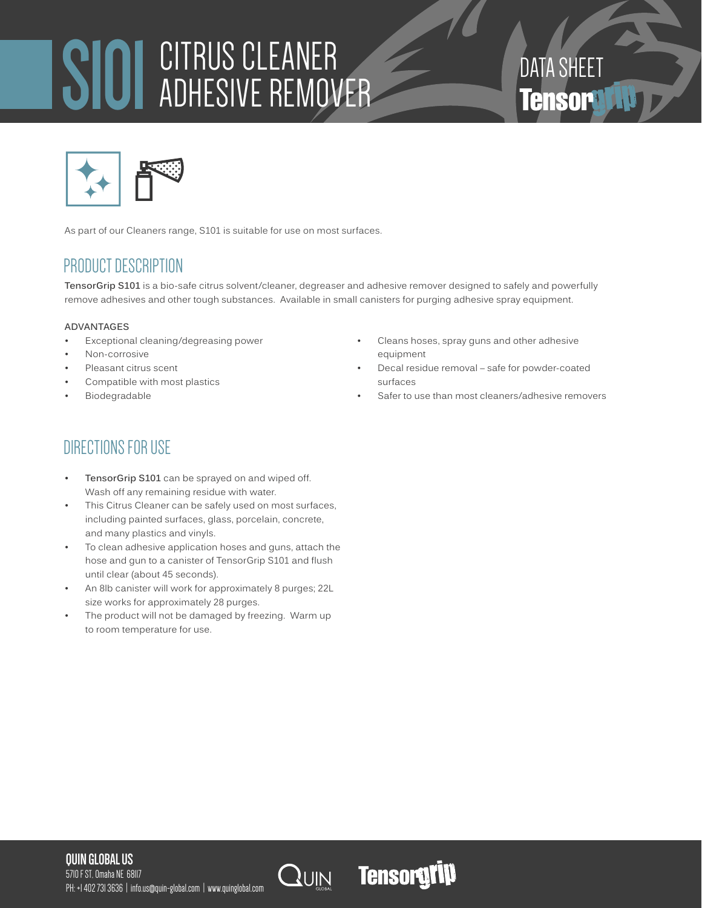# S101 CITRUS CLEANER ADHESIVE REMOVER

DATA SHEET

Tensorgrip

As part of our Cleaners range, S101 is suitable for use on most surfaces.

## PRODUCT DESCRIPTION

**TensorGrip S101** is a bio-safe citrus solvent/cleaner, degreaser and adhesive remover designed to safely and powerfully remove adhesives and other tough substances. Available in small canisters for purging adhesive spray equipment.

**ADVANTAGES**

- Exceptional cleaning/degreasing power
- Non-corrosive
- Pleasant citrus scent
- Compatible with most plastics
- Biodegradable
- Cleans hoses, spray guns and other adhesive equipment
- Decal residue removal – safe for powder-coated surfaces
- Safer to use than most cleaners/adhesive removers

## DIRECTIONS FOR USE

- **TensorGrip S101** can be sprayed on and wiped off. Wash off any remaining residue with water.
- This Citrus Cleaner can be safely used on most surfaces, including painted surfaces, glass, porcelain, concrete, and many plastics and vinyls.
- To clean adhesive application hoses and guns, attach the hose and gun to a canister of TensorGrip S101 and flush until clear (about 45 seconds).
- An 8lb canister will work for approximately 8 purges; 22L size works for approximately 28 purges.
- The product will not be damaged by freezing. Warm up to room temperature for use.

**QUIN GLOBAL US**
5710 F ST. Omaha NE 68117
PH: +1 402 731 3636 | info.us@quin-global.com | www.quinglobal.com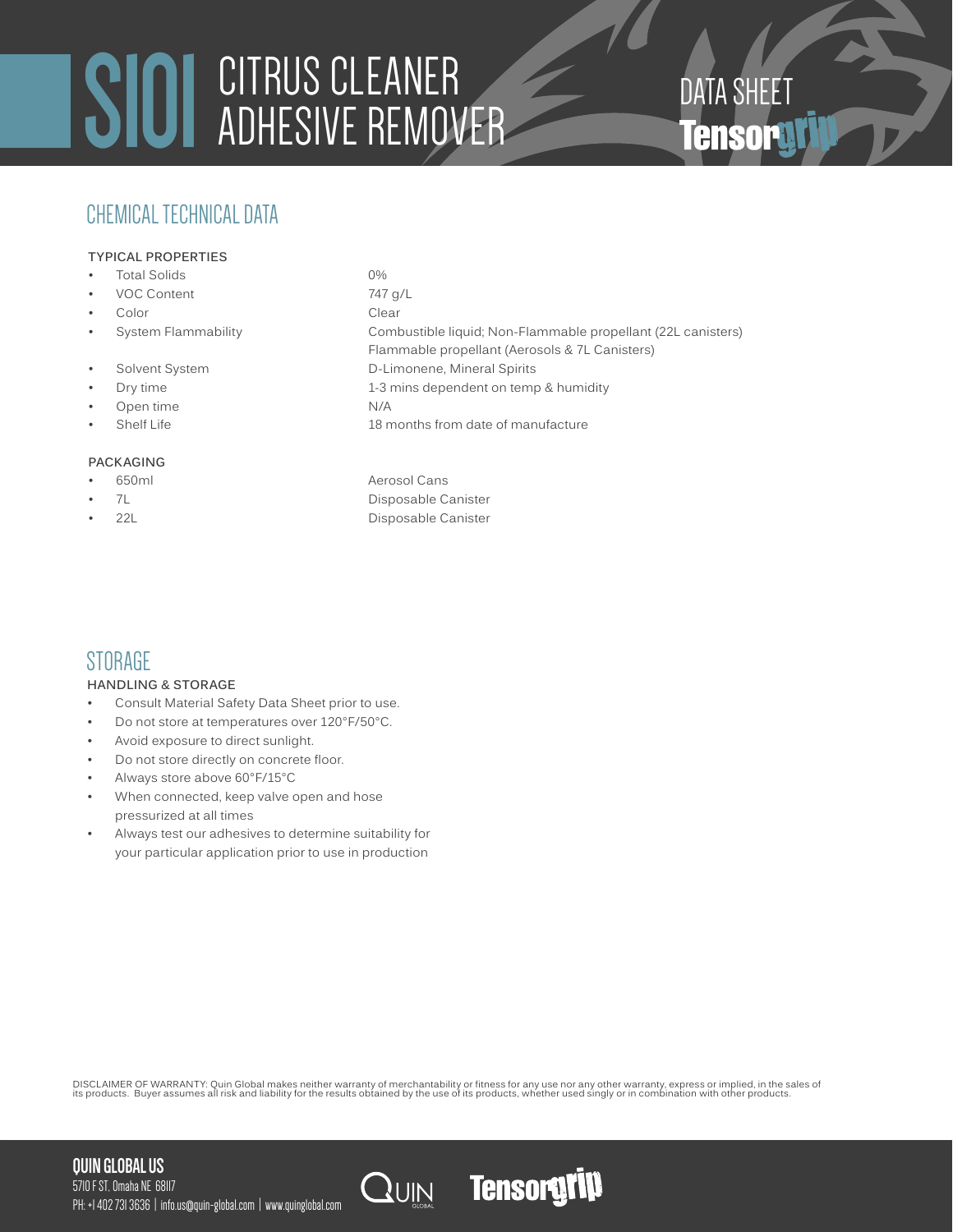# S101 CITRUS CLEANER ADHESIVE REMOVER

DATA SHEET
Tensorgrip

## CHEMICAL TECHNICAL DATA

### TYPICAL PROPERTIES

| | |
|---|---|
| Total Solids | 0% |
| VOC Content | 747 g/L |
| Color | Clear |
| System Flammability | Combustible liquid; Non-Flammable propellant (22L canisters) Flammable propellant (Aerosols & 7L Canisters) |
| Solvent System | D-Limonene, Mineral Spirits |
| Dry time | 1-3 mins dependent on temp & humidity |
| Open time | N/A |
| Shelf Life | 18 months from date of manufacture |

### PACKAGING

| | |
|---|---|
| 650ml | Aerosol Cans |
| 7L | Disposable Canister |
| 22L | Disposable Canister |

## STORAGE

### HANDLING & STORAGE

- Consult Material Safety Data Sheet prior to use.
- Do not store at temperatures over 120°F/50°C.
- Avoid exposure to direct sunlight.
- Do not store directly on concrete floor.
- Always store above 60°F/15°C
- When connected, keep valve open and hose pressurized at all times
- Always test our adhesives to determine suitability for your particular application prior to use in production

DISCLAIMER OF WARRANTY: Quin Global makes neither warranty of merchantability or fitness for any use nor any other warranty, express or implied, in the sales of its products. Buyer assumes all risk and liability for the results obtained by the use of its products, whether used singly or in combination with other products.

**QUIN GLOBAL US**
5710 F ST. Omaha NE 68117
PH: +1 402 731 3636 | info.us@quin-global.com | www.quinglobal.com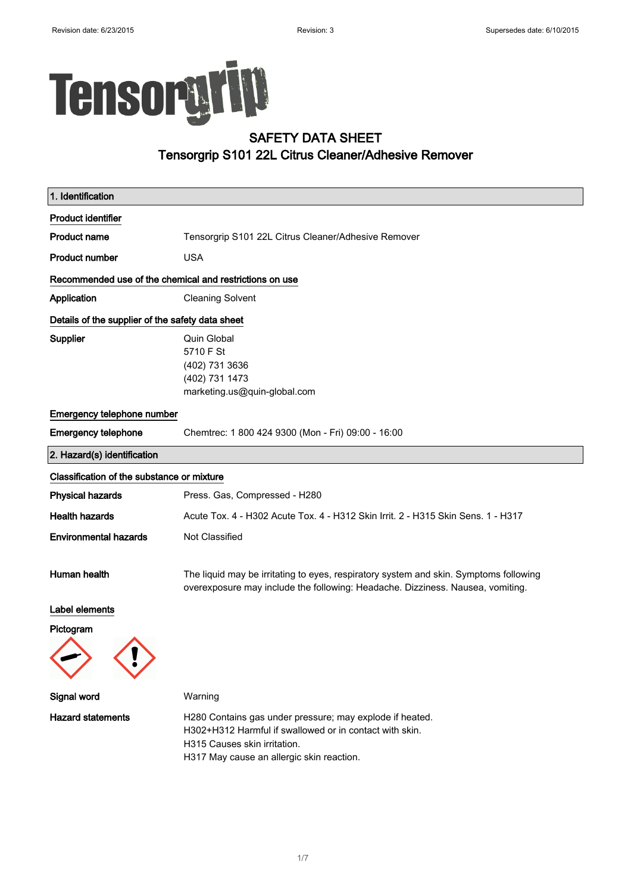Tensorgrip

# SAFETY DATA SHEET
## Tensorgrip S101 22L Citrus Cleaner/Adhesive Remover

### 1. Identification

**Product identifier**

| | |
|---|---|
| **Product name** | Tensorgrip S101 22L Citrus Cleaner/Adhesive Remover |
| **Product number** | USA |

**Recommended use of the chemical and restrictions on use**

| | |
|---|---|
| **Application** | Cleaning Solvent |

**Details of the supplier of the safety data sheet**

| | |
|---|---|
| **Supplier** | Quin Global<br>5710 F St<br>(402) 731 3636<br>(402) 731 1473<br>marketing.us@quin-global.com |

**Emergency telephone number**

| | |
|---|---|
| **Emergency telephone** | Chemtrec: 1 800 424 9300 (Mon - Fri) 09:00 - 16:00 |

### 2. Hazard(s) identification

**Classification of the substance or mixture**

| | |
|---|---|
| **Physical hazards** | Press. Gas, Compressed - H280 |
| **Health hazards** | Acute Tox. 4 - H302 Acute Tox. 4 - H312 Skin Irrit. 2 - H315 Skin Sens. 1 - H317 |
| **Environmental hazards** | Not Classified |
| **Human health** | The liquid may be irritating to eyes, respiratory system and skin. Symptoms following overexposure may include the following: Headache. Dizziness. Nausea, vomiting. |

**Label elements**

**Pictogram**

| | |
|---|---|
| **Signal word** | Warning |
| **Hazard statements** | H280 Contains gas under pressure; may explode if heated.<br>H302+H312 Harmful if swallowed or in contact with skin.<br>H315 Causes skin irritation.<br>H317 May cause an allergic skin reaction. |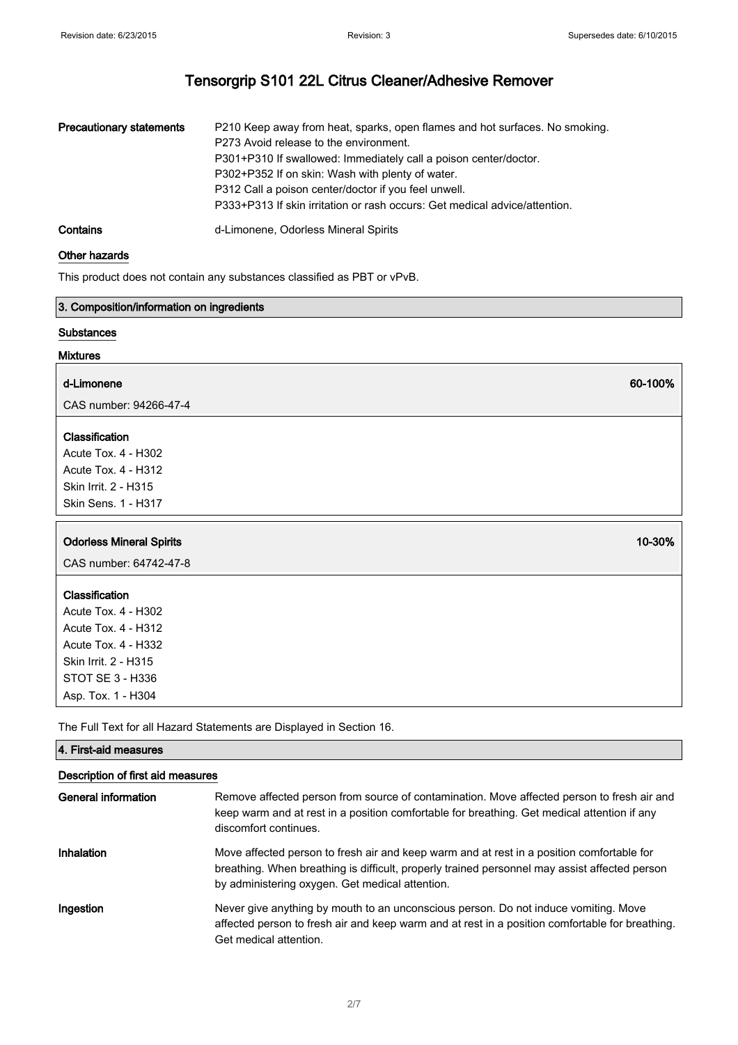# Tensorgrip S101 22L Citrus Cleaner/Adhesive Remover

| | |
|---|---|
| **Precautionary statements** | P210 Keep away from heat, sparks, open flames and hot surfaces. No smoking.<br>P273 Avoid release to the environment.<br>P301+P310 If swallowed: Immediately call a poison center/doctor.<br>P302+P352 If on skin: Wash with plenty of water.<br>P312 Call a poison center/doctor if you feel unwell.<br>P333+P313 If skin irritation or rash occurs: Get medical advice/attention. |
| **Contains** | d-Limonene, Odorless Mineral Spirits |

### Other hazards

This product does not contain any substances classified as PBT or vPvB.

## 3. Composition/information on ingredients

### Substances

### Mixtures

**d-Limonene** **60-100%**

CAS number: 94266-47-4

**Classification**

Acute Tox. 4 - H302
Acute Tox. 4 - H312
Skin Irrit. 2 - H315
Skin Sens. 1 - H317

**Odorless Mineral Spirits** **10-30%**

CAS number: 64742-47-8

**Classification**

Acute Tox. 4 - H302
Acute Tox. 4 - H312
Acute Tox. 4 - H332
Skin Irrit. 2 - H315
STOT SE 3 - H336
Asp. Tox. 1 - H304

The Full Text for all Hazard Statements are Displayed in Section 16.

## 4. First-aid measures

### Description of first aid measures

| | |
|---|---|
| **General information** | Remove affected person from source of contamination. Move affected person to fresh air and keep warm and at rest in a position comfortable for breathing. Get medical attention if any discomfort continues. |
| **Inhalation** | Move affected person to fresh air and keep warm and at rest in a position comfortable for breathing. When breathing is difficult, properly trained personnel may assist affected person by administering oxygen. Get medical attention. |
| **Ingestion** | Never give anything by mouth to an unconscious person. Do not induce vomiting. Move affected person to fresh air and keep warm and at rest in a position comfortable for breathing. Get medical attention. |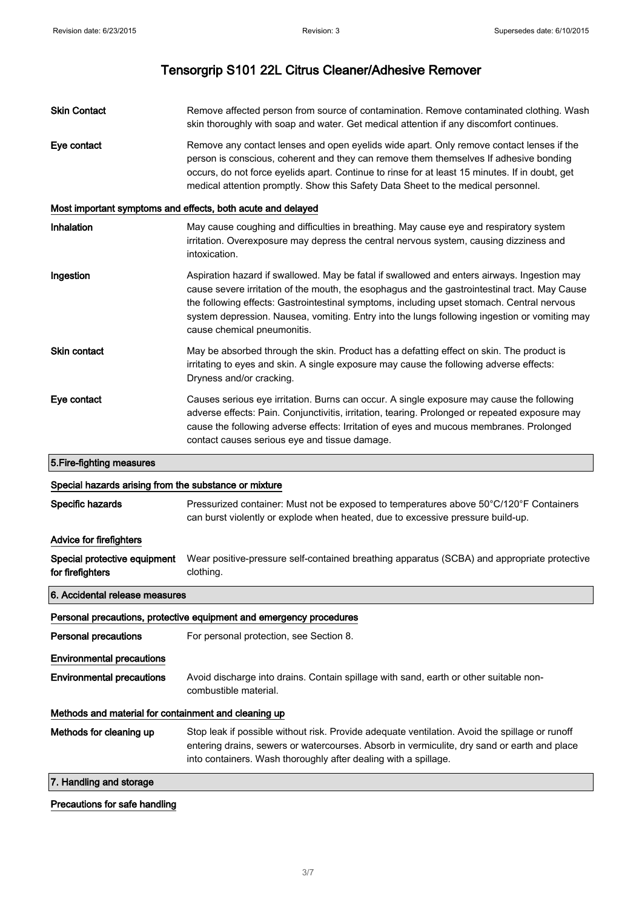| | |
|---|---|
| **Skin Contact** | Remove affected person from source of contamination. Remove contaminated clothing. Wash skin thoroughly with soap and water. Get medical attention if any discomfort continues. |
| **Eye contact** | Remove any contact lenses and open eyelids wide apart. Only remove contact lenses if the person is conscious, coherent and they can remove them themselves If adhesive bonding occurs, do not force eyelids apart. Continue to rinse for at least 15 minutes. If in doubt, get medical attention promptly. Show this Safety Data Sheet to the medical personnel. |

### Most important symptoms and effects, both acute and delayed

| | |
|---|---|
| **Inhalation** | May cause coughing and difficulties in breathing. May cause eye and respiratory system irritation. Overexposure may depress the central nervous system, causing dizziness and intoxication. |
| **Ingestion** | Aspiration hazard if swallowed. May be fatal if swallowed and enters airways. Ingestion may cause severe irritation of the mouth, the esophagus and the gastrointestinal tract. May Cause the following effects: Gastrointestinal symptoms, including upset stomach. Central nervous system depression. Nausea, vomiting. Entry into the lungs following ingestion or vomiting may cause chemical pneumonitis. |
| **Skin contact** | May be absorbed through the skin. Product has a defatting effect on skin. The product is irritating to eyes and skin. A single exposure may cause the following adverse effects: Dryness and/or cracking. |
| **Eye contact** | Causes serious eye irritation. Burns can occur. A single exposure may cause the following adverse effects: Pain. Conjunctivitis, irritation, tearing. Prolonged or repeated exposure may cause the following adverse effects: Irritation of eyes and mucous membranes. Prolonged contact causes serious eye and tissue damage. |

## 5.Fire-fighting measures

### Special hazards arising from the substance or mixture

| | |
|---|---|
| **Specific hazards** | Pressurized container: Must not be exposed to temperatures above 50°C/120°F Containers can burst violently or explode when heated, due to excessive pressure build-up. |

### Advice for firefighters

| | |
|---|---|
| **Special protective equipment for firefighters** | Wear positive-pressure self-contained breathing apparatus (SCBA) and appropriate protective clothing. |

## 6. Accidental release measures

### Personal precautions, protective equipment and emergency procedures

| | |
|---|---|
| **Personal precautions** | For personal protection, see Section 8. |

### Environmental precautions

| | |
|---|---|
| **Environmental precautions** | Avoid discharge into drains. Contain spillage with sand, earth or other suitable non-combustible material. |

### Methods and material for containment and cleaning up

| | |
|---|---|
| **Methods for cleaning up** | Stop leak if possible without risk. Provide adequate ventilation. Avoid the spillage or runoff entering drains, sewers or watercourses. Absorb in vermiculite, dry sand or earth and place into containers. Wash thoroughly after dealing with a spillage. |

## 7. Handling and storage

### Precautions for safe handling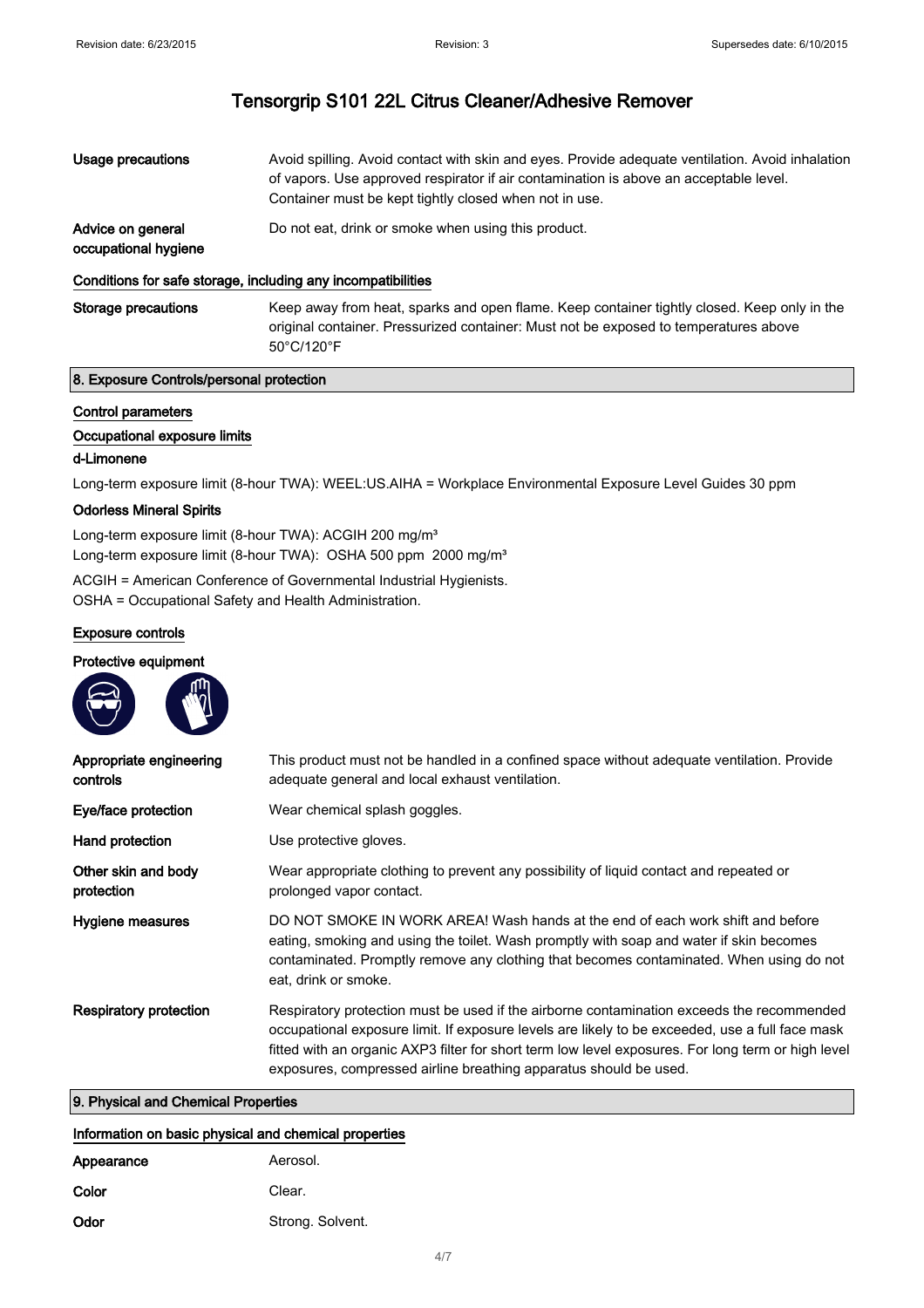# Tensorgrip S101 22L Citrus Cleaner/Adhesive Remover

**Usage precautions** Avoid spilling. Avoid contact with skin and eyes. Provide adequate ventilation. Avoid inhalation of vapors. Use approved respirator if air contamination is above an acceptable level. Container must be kept tightly closed when not in use.

**Advice on general occupational hygiene** Do not eat, drink or smoke when using this product.

### Conditions for safe storage, including any incompatibilities

**Storage precautions** Keep away from heat, sparks and open flame. Keep container tightly closed. Keep only in the original container. Pressurized container: Must not be exposed to temperatures above 50°C/120°F

## 8. Exposure Controls/personal protection

### Control parameters

### Occupational exposure limits

**d-Limonene**

Long-term exposure limit (8-hour TWA): WEEL:US.AIHA = Workplace Environmental Exposure Level Guides 30 ppm

**Odorless Mineral Spirits**

Long-term exposure limit (8-hour TWA): ACGIH 200 mg/m³
Long-term exposure limit (8-hour TWA): OSHA 500 ppm 2000 mg/m³

ACGIH = American Conference of Governmental Industrial Hygienists.
OSHA = Occupational Safety and Health Administration.

### Exposure controls

### Protective equipment

**Appropriate engineering controls** This product must not be handled in a confined space without adequate ventilation. Provide adequate general and local exhaust ventilation.

**Eye/face protection** Wear chemical splash goggles.

**Hand protection** Use protective gloves.

**Other skin and body protection** Wear appropriate clothing to prevent any possibility of liquid contact and repeated or prolonged vapor contact.

**Hygiene measures** DO NOT SMOKE IN WORK AREA! Wash hands at the end of each work shift and before eating, smoking and using the toilet. Wash promptly with soap and water if skin becomes contaminated. Promptly remove any clothing that becomes contaminated. When using do not eat, drink or smoke.

**Respiratory protection** Respiratory protection must be used if the airborne contamination exceeds the recommended occupational exposure limit. If exposure levels are likely to be exceeded, use a full face mask fitted with an organic AXP3 filter for short term low level exposures. For long term or high level exposures, compressed airline breathing apparatus should be used.

## 9. Physical and Chemical Properties

### Information on basic physical and chemical properties

**Appearance** Aerosol.

**Color** Clear.

**Odor** Strong. Solvent.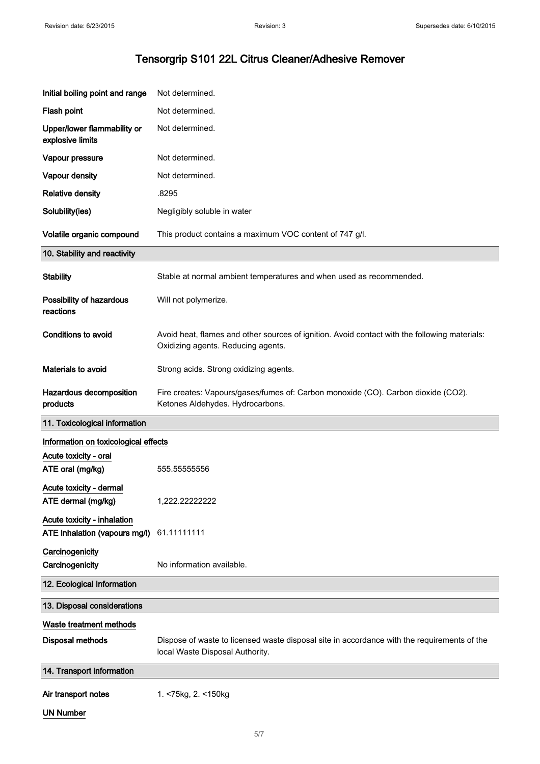# Tensorgrip S101 22L Citrus Cleaner/Adhesive Remover

| | |
|---|---|
| **Initial boiling point and range** | Not determined. |
| **Flash point** | Not determined. |
| **Upper/lower flammability or explosive limits** | Not determined. |
| **Vapour pressure** | Not determined. |
| **Vapour density** | Not determined. |
| **Relative density** | .8295 |
| **Solubility(ies)** | Negligibly soluble in water |
| **Volatile organic compound** | This product contains a maximum VOC content of 747 g/l. |

## 10. Stability and reactivity

| | |
|---|---|
| **Stability** | Stable at normal ambient temperatures and when used as recommended. |
| **Possibility of hazardous reactions** | Will not polymerize. |
| **Conditions to avoid** | Avoid heat, flames and other sources of ignition. Avoid contact with the following materials: Oxidizing agents. Reducing agents. |
| **Materials to avoid** | Strong acids. Strong oxidizing agents. |
| **Hazardous decomposition products** | Fire creates: Vapours/gases/fumes of: Carbon monoxide (CO). Carbon dioxide ($CO_2$). Ketones Aldehydes. Hydrocarbons. |

## 11. Toxicological information

### Information on toxicological effects

**Acute toxicity - oral**

| | |
|---|---|
| **ATE oral (mg/kg)** | 555.55555556 |

**Acute toxicity - dermal**

| | |
|---|---|
| **ATE dermal (mg/kg)** | 1,222.22222222 |

**Acute toxicity - inhalation**

| | |
|---|---|
| **ATE inhalation (vapours mg/l)** | 61.11111111 |

**Carcinogenicity**

| | |
|---|---|
| **Carcinogenicity** | No information available. |

## 12. Ecological Information

## 13. Disposal considerations

### Waste treatment methods

| | |
|---|---|
| **Disposal methods** | Dispose of waste to licensed waste disposal site in accordance with the requirements of the local Waste Disposal Authority. |

## 14. Transport information

| | |
|---|---|
| **Air transport notes** | 1. <75kg, 2. <150kg |

### UN Number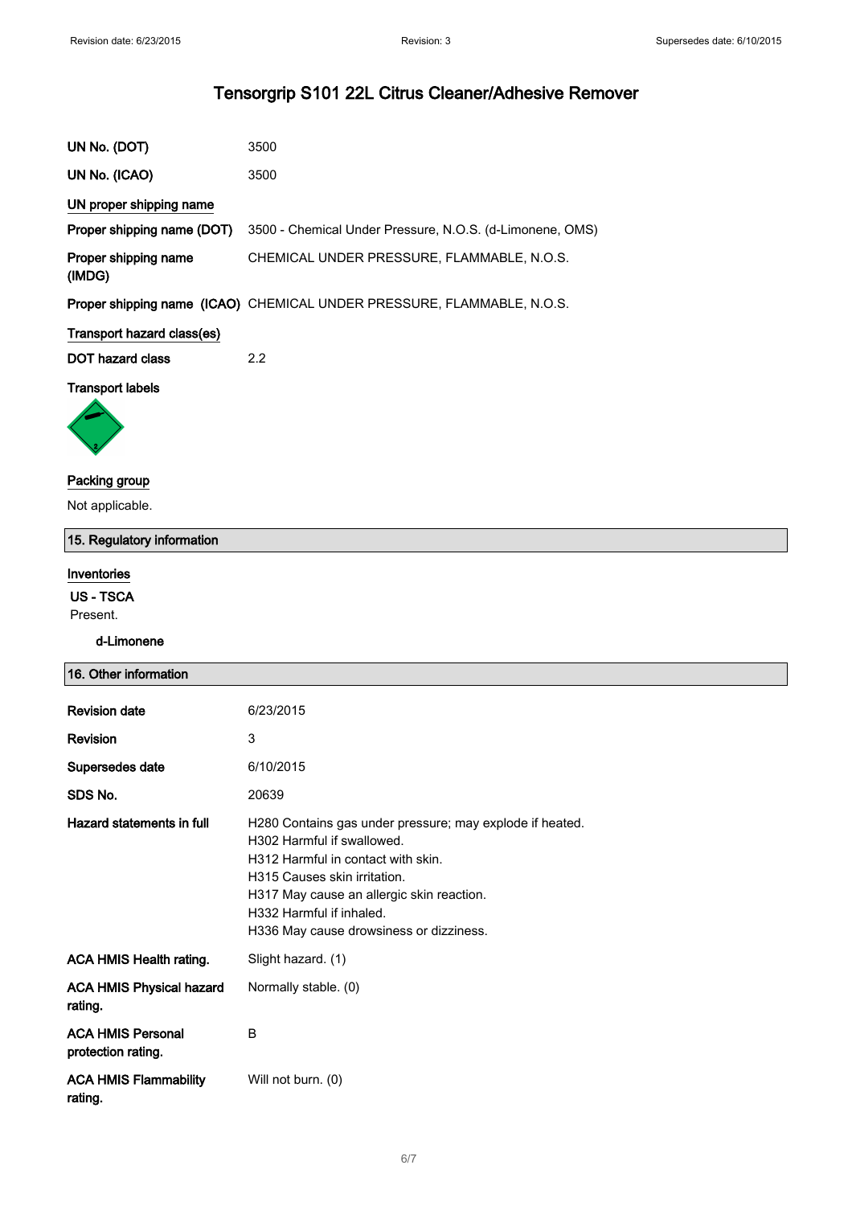# Tensorgrip S101 22L Citrus Cleaner/Adhesive Remover

| | |
|---|---|
| **UN No. (DOT)** | 3500 |
| **UN No. (ICAO)** | 3500 |

**UN proper shipping name**

| | |
|---|---|
| **Proper shipping name (DOT)** | 3500 - Chemical Under Pressure, N.O.S. (d-Limonene, OMS) |
| **Proper shipping name (IMDG)** | CHEMICAL UNDER PRESSURE, FLAMMABLE, N.O.S. |
| **Proper shipping name (ICAO)** | CHEMICAL UNDER PRESSURE, FLAMMABLE, N.O.S. |

**Transport hazard class(es)**

| | |
|---|---|
| **DOT hazard class** | 2.2 |

**Transport labels**

**Packing group**

Not applicable.

## 15. Regulatory information

**Inventories**

**US - TSCA**

Present.

**d-Limonene**

## 16. Other information

| | |
|---|---|
| **Revision date** | 6/23/2015 |
| **Revision** | 3 |
| **Supersedes date** | 6/10/2015 |
| **SDS No.** | 20639 |
| **Hazard statements in full** | H280 Contains gas under pressure; may explode if heated.<br>H302 Harmful if swallowed.<br>H312 Harmful in contact with skin.<br>H315 Causes skin irritation.<br>H317 May cause an allergic skin reaction.<br>H332 Harmful if inhaled.<br>H336 May cause drowsiness or dizziness. |
| **ACA HMIS Health rating.** | Slight hazard. (1) |
| **ACA HMIS Physical hazard rating.** | Normally stable. (0) |
| **ACA HMIS Personal protection rating.** | B |
| **ACA HMIS Flammability rating.** | Will not burn. (0) |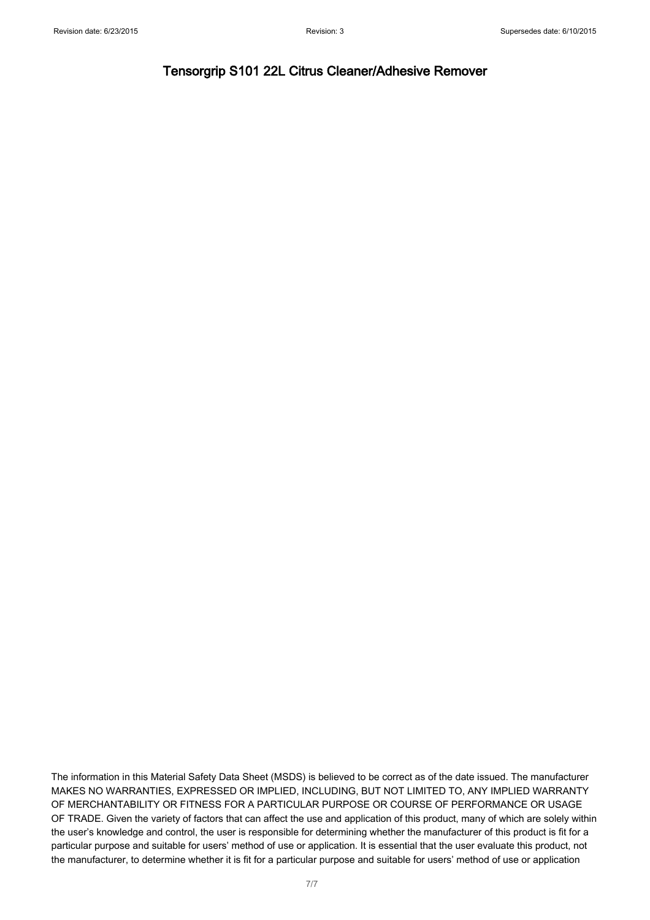The information in this Material Safety Data Sheet (MSDS) is believed to be correct as of the date issued. The manufacturer MAKES NO WARRANTIES, EXPRESSED OR IMPLIED, INCLUDING, BUT NOT LIMITED TO, ANY IMPLIED WARRANTY OF MERCHANTABILITY OR FITNESS FOR A PARTICULAR PURPOSE OR COURSE OF PERFORMANCE OR USAGE OF TRADE. Given the variety of factors that can affect the use and application of this product, many of which are solely within the user's knowledge and control, the user is responsible for determining whether the manufacturer of this product is fit for a particular purpose and suitable for users' method of use or application. It is essential that the user evaluate this product, not the manufacturer, to determine whether it is fit for a particular purpose and suitable for users' method of use or application